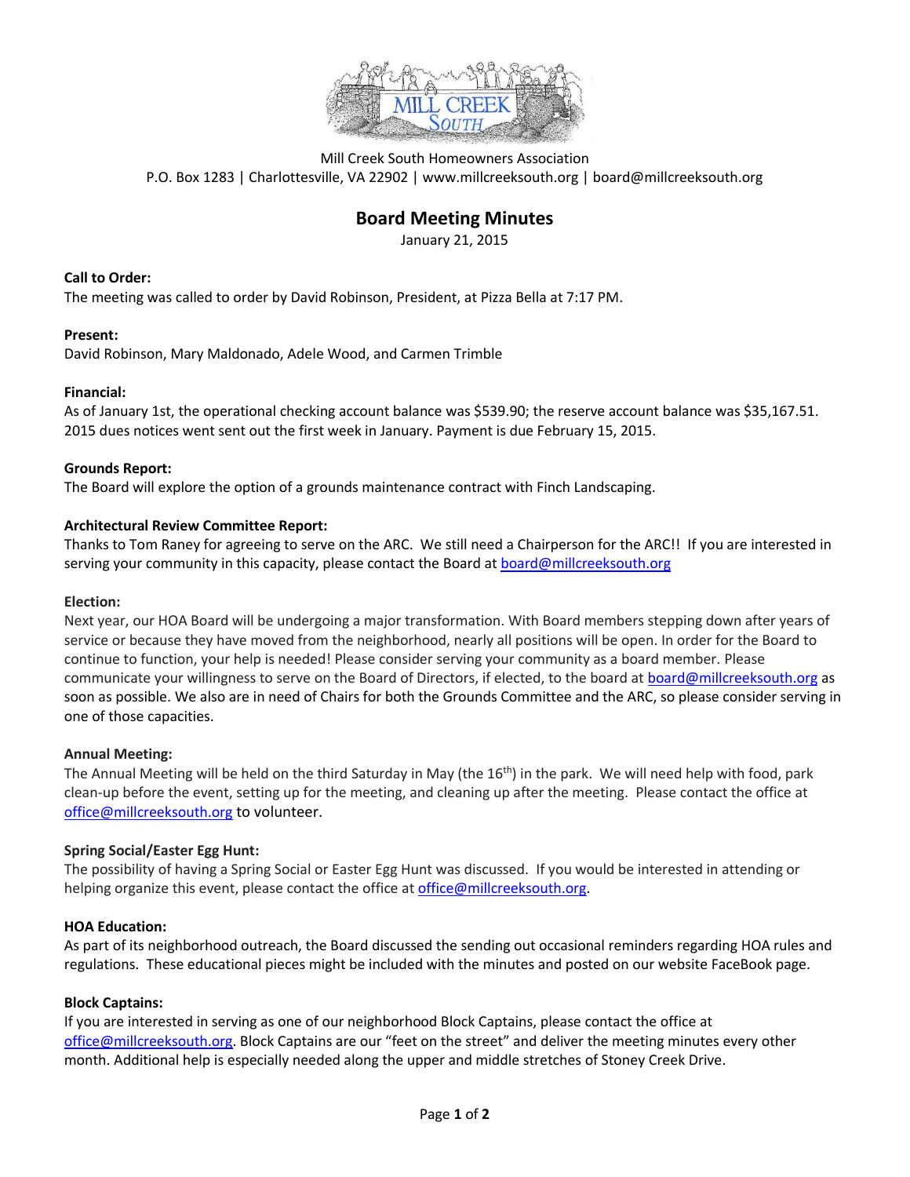Mill Creek South Homeowners Association
P.O. Box 1283 | Charlottesville, VA 22902 | www.millcreeksouth.org | board@millcreeksouth.org

# Board Meeting Minutes

January 21, 2015

**Call to Order:**
The meeting was called to order by David Robinson, President, at Pizza Bella at 7:17 PM.

**Present:**
David Robinson, Mary Maldonado, Adele Wood, and Carmen Trimble

**Financial:**
As of January 1st, the operational checking account balance was $539.90; the reserve account balance was $35,167.51. 2015 dues notices went sent out the first week in January. Payment is due February 15, 2015.

**Grounds Report:**
The Board will explore the option of a grounds maintenance contract with Finch Landscaping.

**Architectural Review Committee Report:**
Thanks to Tom Raney for agreeing to serve on the ARC. We still need a Chairperson for the ARC!! If you are interested in serving your community in this capacity, please contact the Board at board@millcreeksouth.org

**Election:**
Next year, our HOA Board will be undergoing a major transformation. With Board members stepping down after years of service or because they have moved from the neighborhood, nearly all positions will be open. In order for the Board to continue to function, your help is needed! Please consider serving your community as a board member. Please communicate your willingness to serve on the Board of Directors, if elected, to the board at board@millcreeksouth.org as soon as possible. We also are in need of Chairs for both the Grounds Committee and the ARC, so please consider serving in one of those capacities.

**Annual Meeting:**
The Annual Meeting will be held on the third Saturday in May (the 16th) in the park. We will need help with food, park clean-up before the event, setting up for the meeting, and cleaning up after the meeting. Please contact the office at office@millcreeksouth.org to volunteer.

**Spring Social/Easter Egg Hunt:**
The possibility of having a Spring Social or Easter Egg Hunt was discussed. If you would be interested in attending or helping organize this event, please contact the office at office@millcreeksouth.org.

**HOA Education:**
As part of its neighborhood outreach, the Board discussed the sending out occasional reminders regarding HOA rules and regulations. These educational pieces might be included with the minutes and posted on our website FaceBook page.

**Block Captains:**
If you are interested in serving as one of our neighborhood Block Captains, please contact the office at office@millcreeksouth.org. Block Captains are our "feet on the street" and deliver the meeting minutes every other month. Additional help is especially needed along the upper and middle stretches of Stoney Creek Drive.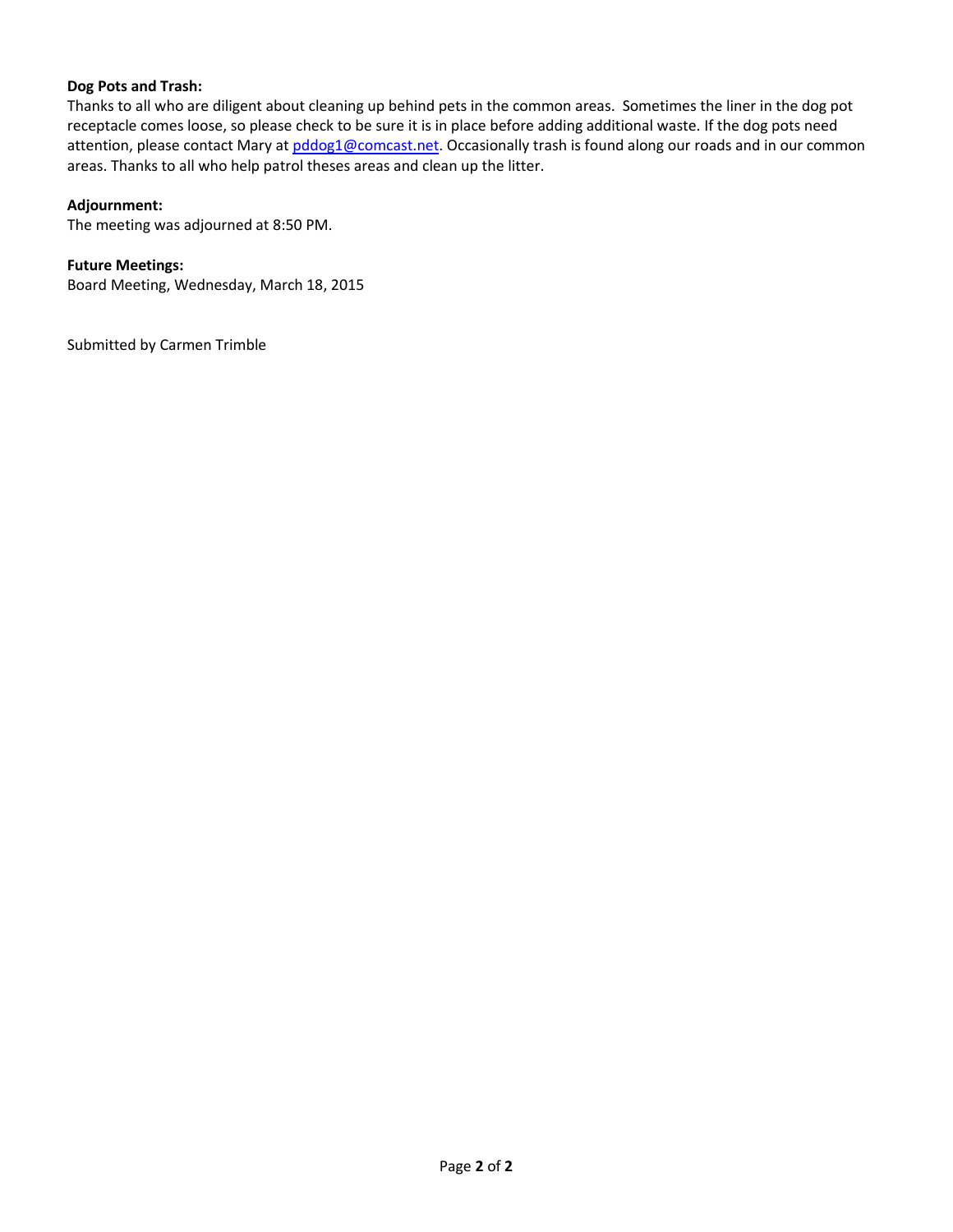**Dog Pots and Trash:**

Thanks to all who are diligent about cleaning up behind pets in the common areas. Sometimes the liner in the dog pot receptacle comes loose, so please check to be sure it is in place before adding additional waste. If the dog pots need attention, please contact Mary at pddog1@comcast.net. Occasionally trash is found along our roads and in our common areas. Thanks to all who help patrol theses areas and clean up the litter.

**Adjournment:**

The meeting was adjourned at 8:50 PM.

**Future Meetings:**

Board Meeting, Wednesday, March 18, 2015

Submitted by Carmen Trimble